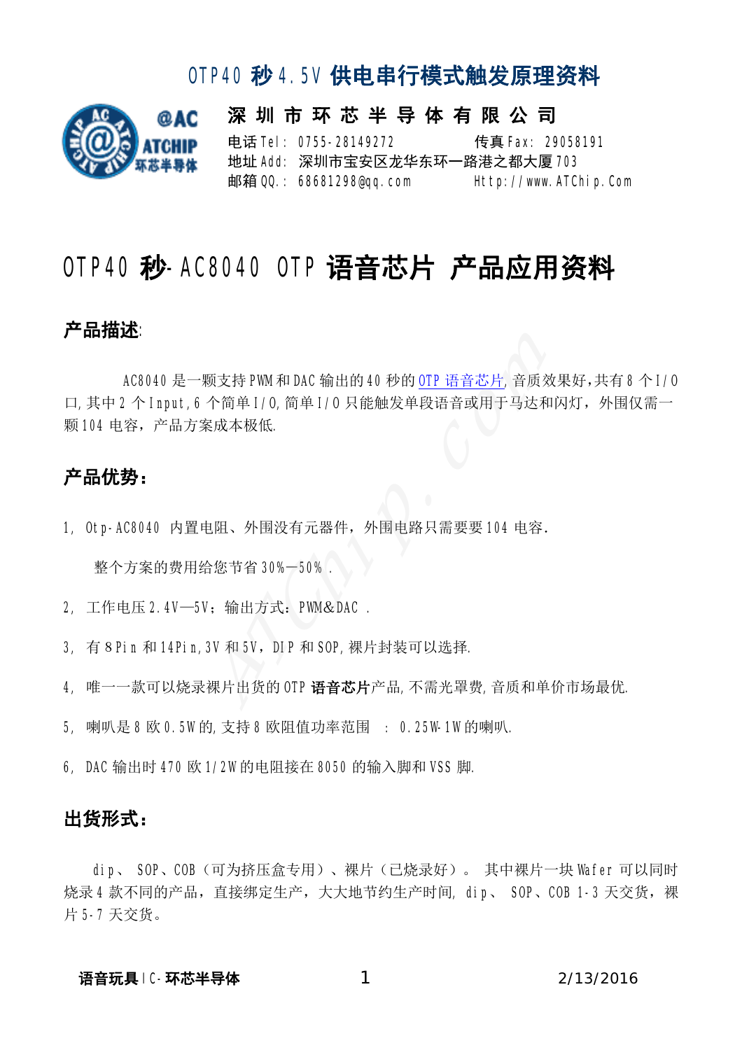# OTP40 秒 4.5V 供电串行模式触发原理资料

**深 圳 市 环 芯 半 导 体 有 限 公 司**

电话 Tel: 0755-28149272　　　传真 Fax: 29058191
地址 Add: 深圳市宝安区龙华东环一路港之都大厦 703
邮箱 QQ.: 68681298@qq.com　　　Http://www.ATChip.Com

# OTP40 秒-AC8040 OTP 语音芯片 产品应用资料

## 产品描述:

AC8040 是一颗支持 PWM 和 DAC 输出的 40 秒的 OTP 语音芯片, 音质效果好,共有 8 个 I/O 口, 其中 2 个 Input, 6 个简单 I/O, 简单 I/O 只能触发单段语音或用于马达和闪灯，外围仅需一颗 104 电容，产品方案成本极低.

## 产品优势:

1, Otp-AC8040 内置电阻、外围没有元器件，外围电路只需要要 104 电容.

整个方案的费用给您节省 30%—50%.

2, 工作电压 2.4V—5V；输出方式：PWM&DAC .

3, 有 8Pin 和 14Pin, 3V 和 5V，DIP 和 SOP, 裸片封装可以选择.

4, 唯一一款可以烧录裸片出货的 OTP **语音芯片**产品, 不需光罩费, 音质和单价市场最优.

5, 喇叭是 8 欧 0.5W 的, 支持 8 欧阻值功率范围 ：0.25W-1W 的喇叭.

6, DAC 输出时 470 欧 1/2W 的电阻接在 8050 的输入脚和 VSS 脚.

## 出货形式:

dip、 SOP、COB（可为挤压盒专用）、裸片（已烧录好）。 其中裸片一块 Wafer 可以同时烧录 4 款不同的产品，直接绑定生产，大大地节约生产时间, dip、 SOP、COB 1-3 天交货，裸片 5-7 天交货。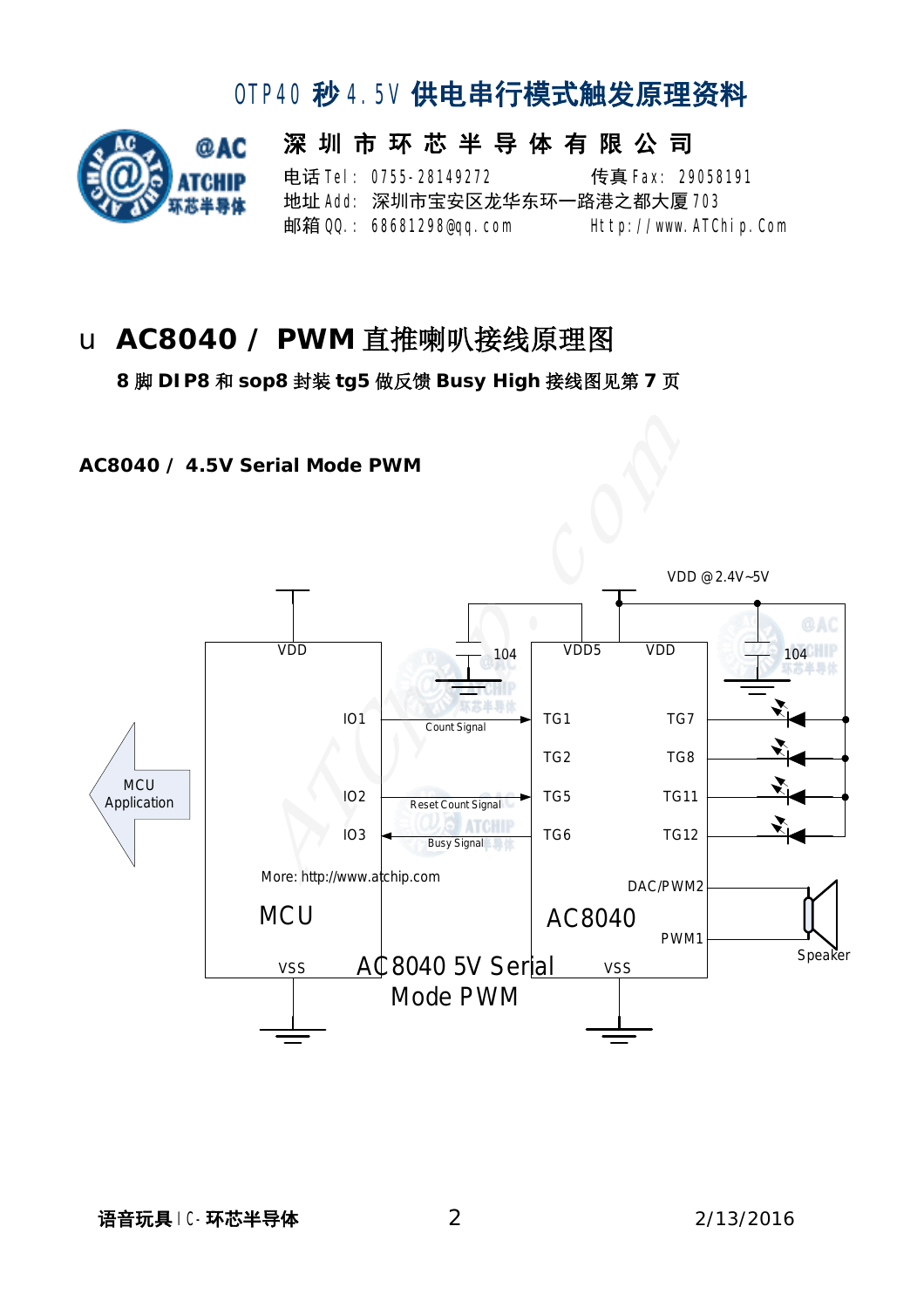# OTP40 秒 4.5V 供电串行模式触发原理资料

**深 圳 市 环 芯 半 导 体 有 限 公 司**

电话 Tel: 0755-28149272　　　　传真 Fax: 29058191
地址 Add: 深圳市宝安区龙华东环一路港之都大厦 703
邮箱 QQ.: 68681298@qq.com　　　　Http://www.ATChip.Com

## u AC8040 / PWM 直推喇叭接线原理图

**8 脚 DIP8 和 sop8 封装 tg5 做反馈 Busy High 接线图见第 7 页**

**AC8040 / 4.5V Serial Mode PWM**

VDD @2.4V~5V

VDD
104
VDD5　VDD
104

IO1　Count Signal　TG1　TG7
TG2　TG8
MCU Application
IO2　Reset Count Signal　TG5　TG11
IO3　Busy Signal　TG6　TG12

More: http://www.atchip.com
DAC/PWM2
MCU　AC8040
PWM1　Speaker
VSS　AC8040 5V Serial Mode PWM　VSS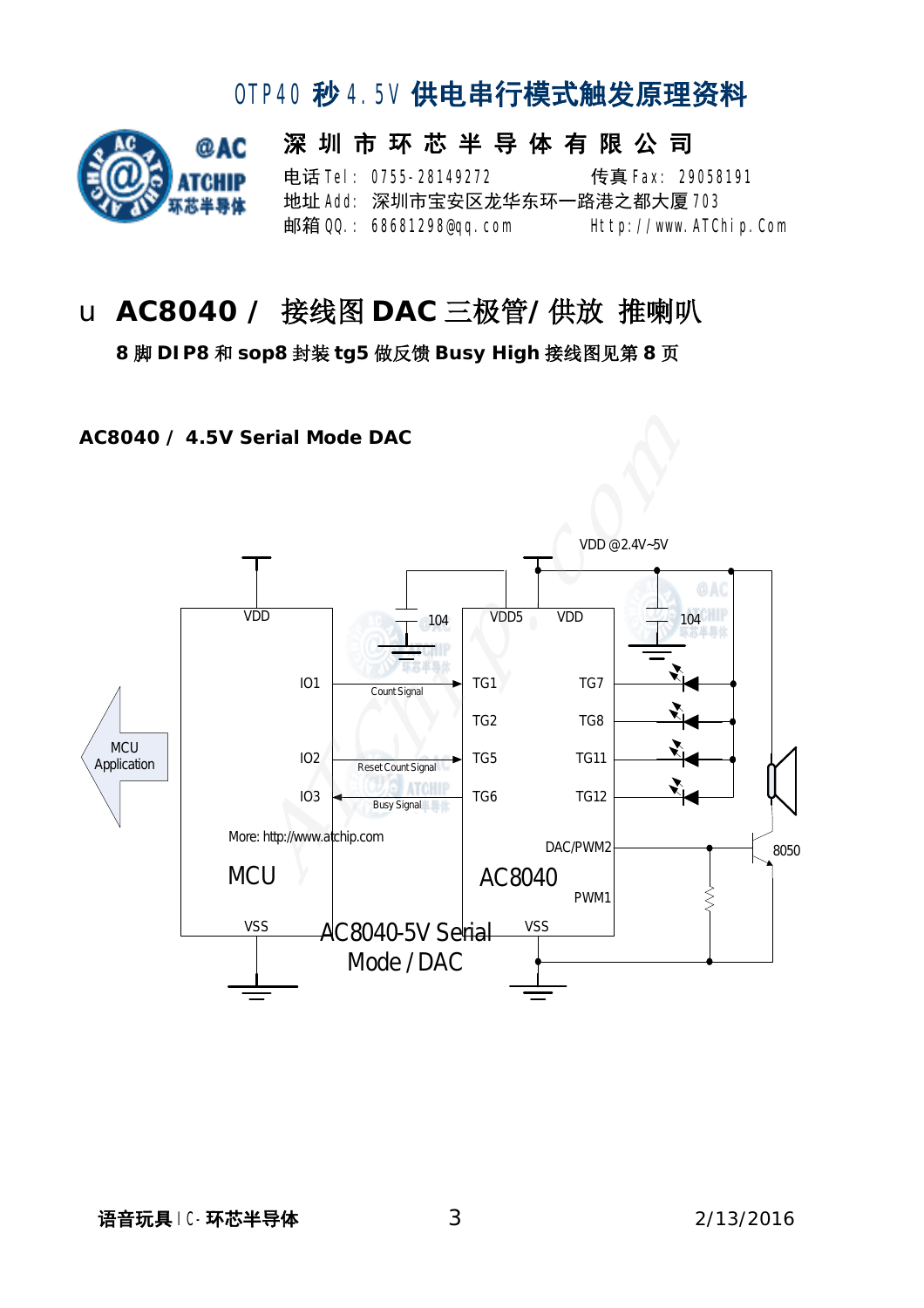# OTP40 秒4.5V 供电串行模式触发原理资料

**深 圳 市 环 芯 半 导 体 有 限 公 司**

电话 Tel: 0755-28149272　　　　传真 Fax: 29058191
地址 Add: 深圳市宝安区龙华东环一路港之都大厦703
邮箱 QQ.: 68681298@qq.com　　　　Http://www.ATChip.Com

## u **AC8040 / 接线图 DAC 三极管/ 供放 推喇叭**

**8 脚 DIP8 和 sop8 封装 tg5 做反馈 Busy High 接线图见第 8 页**

**AC8040 / 4.5V Serial Mode DAC**

VDD @2.4V~5V

MCU Application

| MCU | | AC8040 | |
|---|---|---|---|
| VDD | | VDD5 | VDD |
| IO1 | Count Signal → | TG1 | TG7 |
| | | TG2 | TG8 |
| IO2 | Reset Count Signal → | TG5 | TG11 |
| IO3 | ← Busy Signal | TG6 | TG12 |
| | | | DAC/PWM2 |
| | | | PWM1 |
| VSS | | VSS | |

104　104　8050

More: http://www.atchip.com

AC8040-5V Serial Mode / DAC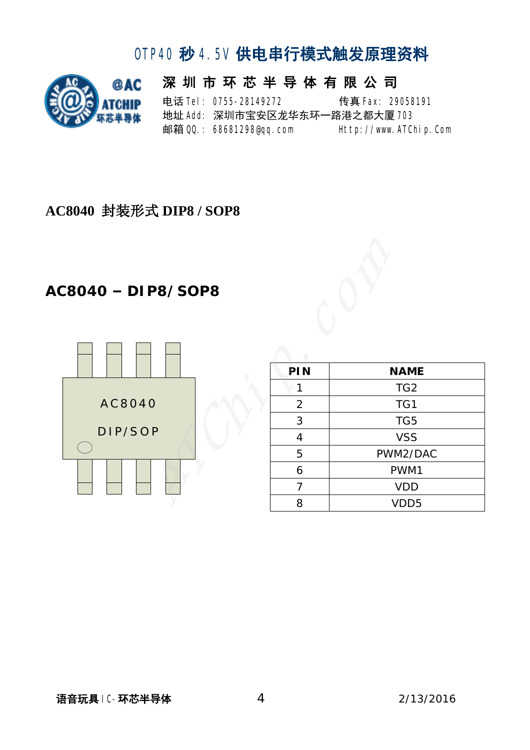# OTP40 秒4.5V 供电串行模式触发原理资料

**深 圳 市 环 芯 半 导 体 有 限 公 司**

电话 Tel: 0755-28149272　　传真 Fax: 29058191

地址 Add: 深圳市宝安区龙华东环一路港之都大厦 703

邮箱 QQ.: 68681298@qq.com　　Http://www.ATChip.Com

**AC8040 封装形式 DIP8 / SOP8**

## AC8040 – DIP8/SOP8

AC8040

DIP/SOP

| PIN | NAME |
|---|---|
| 1 | TG2 |
| 2 | TG1 |
| 3 | TG5 |
| 4 | VSS |
| 5 | PWM2/DAC |
| 6 | PWM1 |
| 7 | VDD |
| 8 | VDD5 |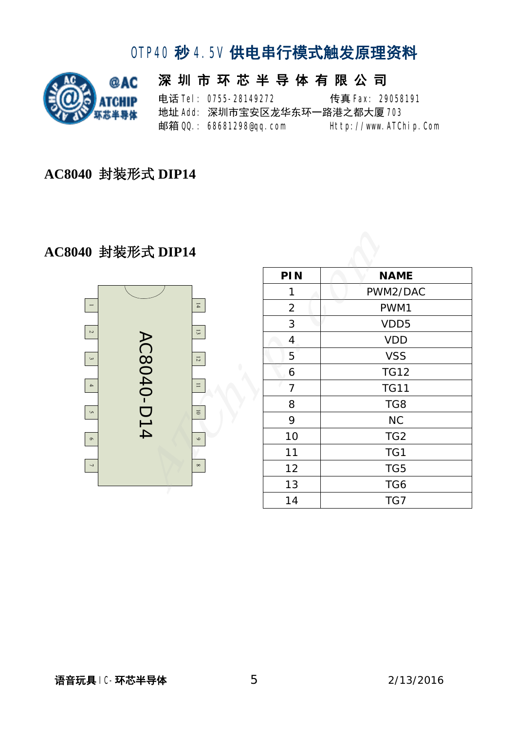# OTP40 秒 4.5V 供电串行模式触发原理资料

**深 圳 市 环 芯 半 导 体 有 限 公 司**

电话 Tel: 0755-28149272　　传真 Fax: 29058191
地址 Add: 深圳市宝安区龙华东环一路港之都大厦 703
邮箱 QQ.: 68681298@qq.com　　Http://www.ATChip.Com

## AC8040 封装形式 DIP14

## AC8040 封装形式 DIP14

AC8040-D14

| PIN | NAME |
|---|---|
| 1 | PWM2/DAC |
| 2 | PWM1 |
| 3 | VDD5 |
| 4 | VDD |
| 5 | VSS |
| 6 | TG12 |
| 7 | TG11 |
| 8 | TG8 |
| 9 | NC |
| 10 | TG2 |
| 11 | TG1 |
| 12 | TG5 |
| 13 | TG6 |
| 14 | TG7 |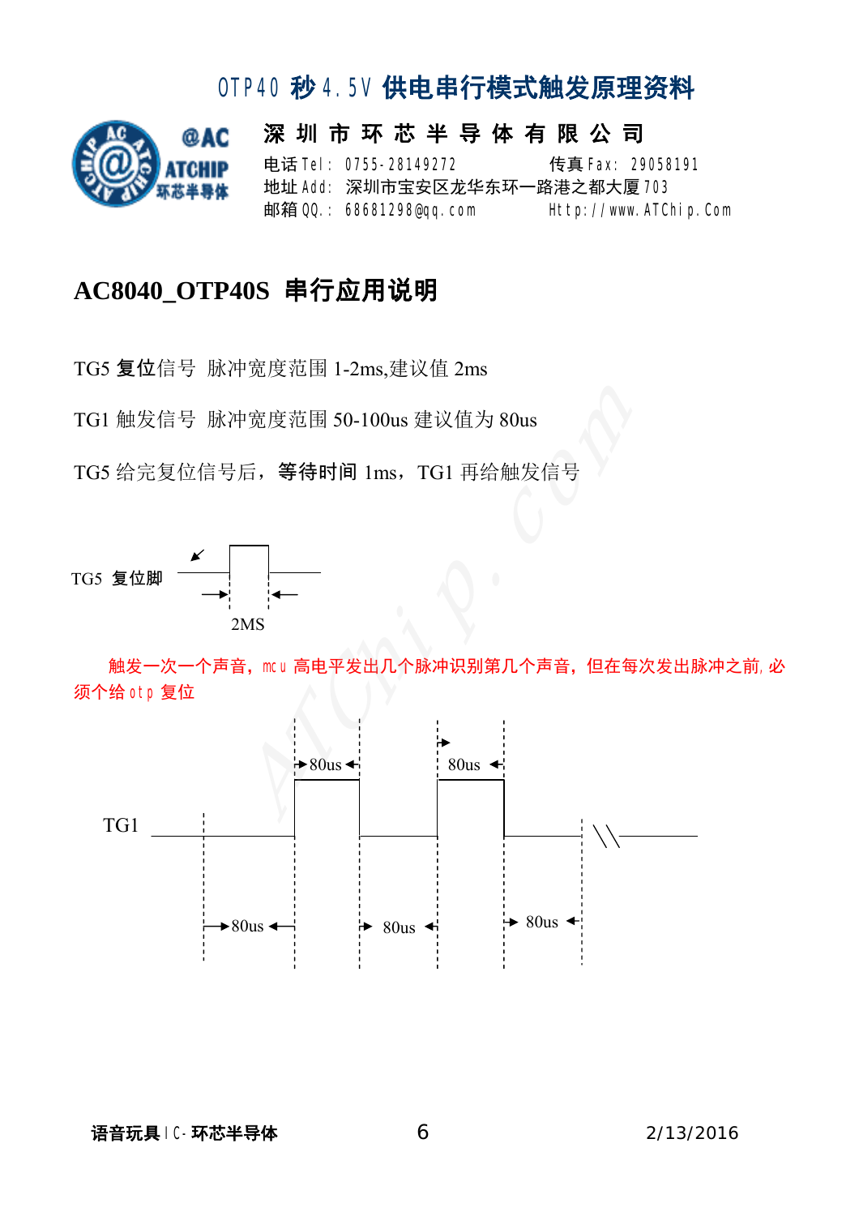# OTP40 秒4.5V 供电串行模式触发原理资料

**深 圳 市 环 芯 半 导 体 有 限 公 司**

电话 Tel: 0755-28149272　　传真 Fax: 29058191
地址 Add: 深圳市宝安区龙华东环一路港之都大厦 703
邮箱 QQ.: 68681298@qq.com　　Http://www.ATChip.Com

## AC8040_OTP40S 串行应用说明

TG5 **复位**信号 脉冲宽度范围 1-2ms,建议值 2ms

TG1 触发信号 脉冲宽度范围 50-100us 建议值为 80us

TG5 给完复位信号后，**等待时间** 1ms，TG1 再给触发信号

TG5 复位脚

2MS

触发一次一个声音，mcu 高电平发出几个脉冲识别第几个声音，但在每次发出脉冲之前,必须个给 otp 复位

TG1

80us　80us　80us　80us　80us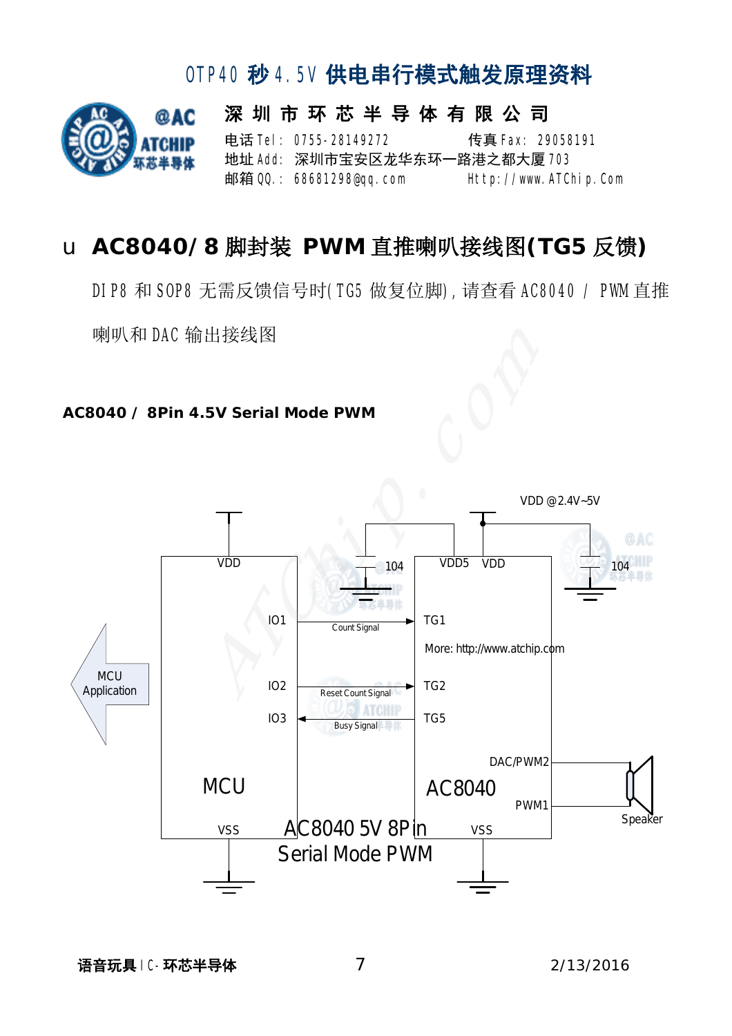## AC8040/8 脚封装 PWM 直推喇叭接线图(TG5 反馈)

DIP8 和 SOP8 无需反馈信号时(TG5 做复位脚),请查看 AC8040 / PWM 直推喇叭和 DAC 输出接线图

**AC8040 / 8Pin 4.5V Serial Mode PWM**

VDD @2.4V~5V

VDD

104

VDD5 VDD

104

IO1 Count Signal TG1

More: http://www.atchip.com

MCU Application

IO2 Reset Count Signal TG2

IO3 Busy Signal TG5

DAC/PWM2

MCU

AC8040

PWM1

Speaker

VSS

AC8040 5V 8Pin Serial Mode PWM

VSS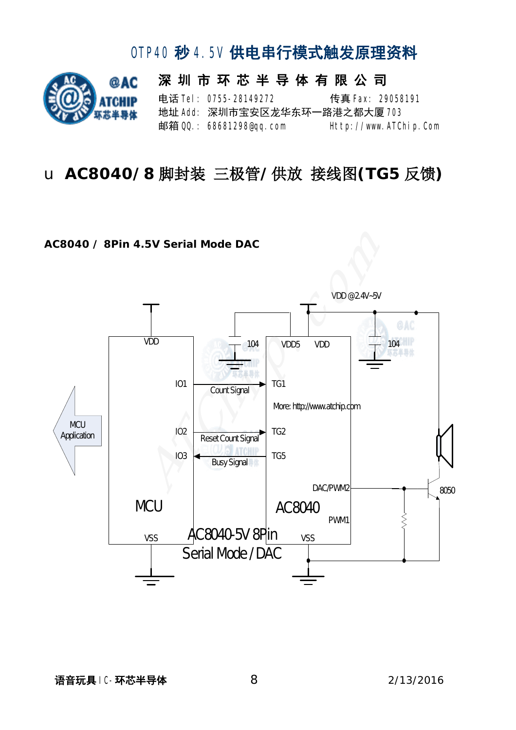# OTP40 秒 4.5V 供电串行模式触发原理资料

深 圳 市 环 芯 半 导 体 有 限 公 司

电话 Tel: 0755-28149272　　传真 Fax: 29058191

地址 Add: 深圳市宝安区龙华东环一路港之都大厦 703

邮箱 QQ.: 68681298@qq.com　　Http://www.ATChip.Com

## u AC8040/8 脚封装 三极管/供放 接线图(TG5 反馈)

**AC8040 / 8Pin 4.5V Serial Mode DAC**

VDD@2.4V~5V

104　　104

VDD　　VDD5　　VDD

IO1　　Count Signal　　TG1

More: http://www.atchip.com

MCU Application

IO2　　Reset Count Signal　　TG2

IO3　　Busy Signal　　TG5

DAC/PWM2　　8050

MCU　　AC8040

PWM1

VSS　　VSS

AC8040-5V 8Pin

Serial Mode / DAC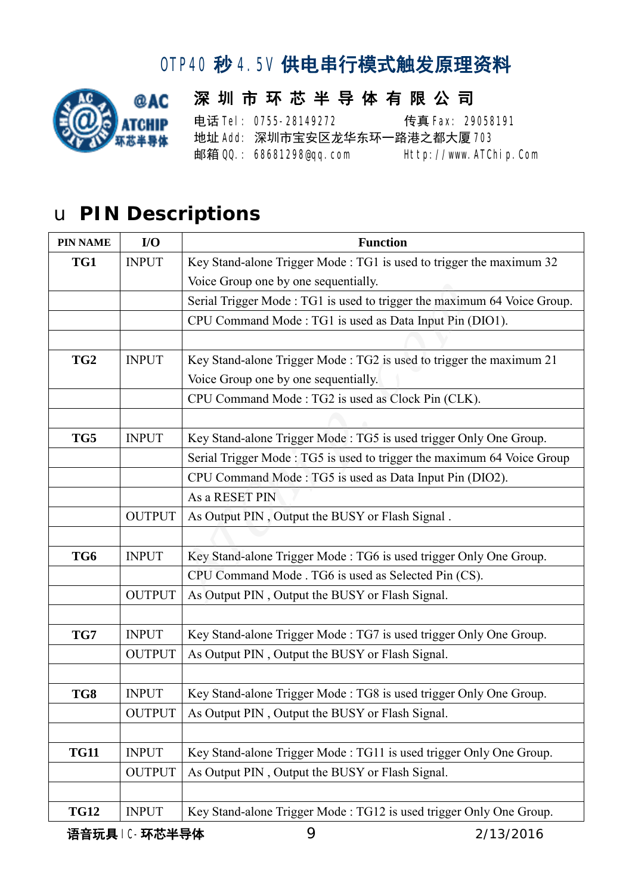## u PIN Descriptions

| PIN NAME | I/O | Function |
|---|---|---|
| TG1 | INPUT | Key Stand-alone Trigger Mode : TG1 is used to trigger the maximum 32 Voice Group one by one sequentially. |
| | | Serial Trigger Mode : TG1 is used to trigger the maximum 64 Voice Group. |
| | | CPU Command Mode : TG1 is used as Data Input Pin (DIO1). |
| | | |
| TG2 | INPUT | Key Stand-alone Trigger Mode : TG2 is used to trigger the maximum 21 Voice Group one by one sequentially. |
| | | CPU Command Mode : TG2 is used as Clock Pin (CLK). |
| | | |
| TG5 | INPUT | Key Stand-alone Trigger Mode : TG5 is used trigger Only One Group. |
| | | Serial Trigger Mode : TG5 is used to trigger the maximum 64 Voice Group |
| | | CPU Command Mode : TG5 is used as Data Input Pin (DIO2). |
| | | As a RESET PIN |
| | OUTPUT | As Output PIN , Output the BUSY or Flash Signal . |
| | | |
| TG6 | INPUT | Key Stand-alone Trigger Mode : TG6 is used trigger Only One Group. |
| | | CPU Command Mode . TG6 is used as Selected Pin (CS). |
| | OUTPUT | As Output PIN , Output the BUSY or Flash Signal. |
| | | |
| TG7 | INPUT | Key Stand-alone Trigger Mode : TG7 is used trigger Only One Group. |
| | OUTPUT | As Output PIN , Output the BUSY or Flash Signal. |
| | | |
| TG8 | INPUT | Key Stand-alone Trigger Mode : TG8 is used trigger Only One Group. |
| | OUTPUT | As Output PIN , Output the BUSY or Flash Signal. |
| | | |
| TG11 | INPUT | Key Stand-alone Trigger Mode : TG11 is used trigger Only One Group. |
| | OUTPUT | As Output PIN , Output the BUSY or Flash Signal. |
| | | |
| TG12 | INPUT | Key Stand-alone Trigger Mode : TG12 is used trigger Only One Group. |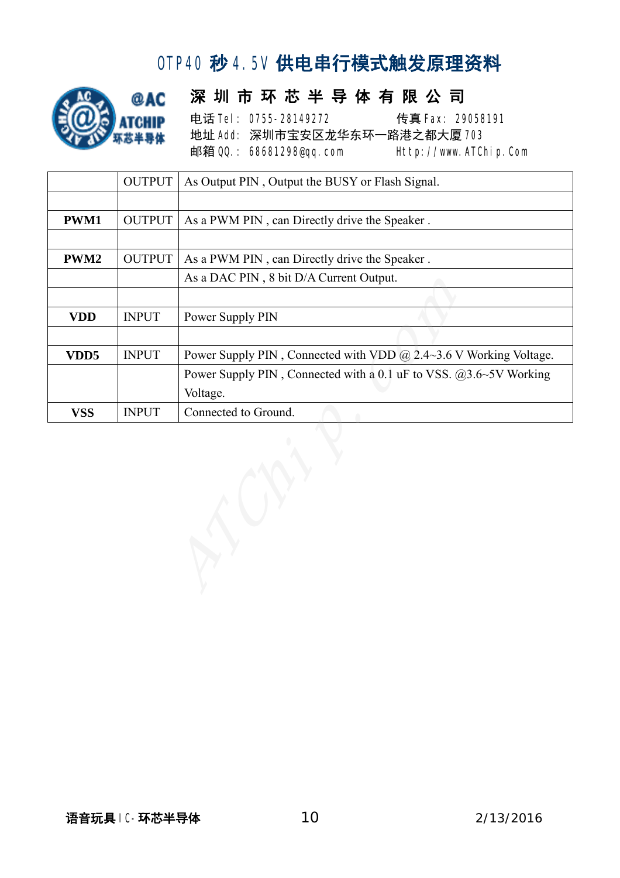# OTP40 秒 4.5V 供电串行模式触发原理资料

**深 圳 市 环 芯 半 导 体 有 限 公 司**

电话 Tel: 0755-28149272　　　传真 Fax: 29058191
地址 Add: 深圳市宝安区龙华东环一路港之都大厦 703
邮箱 QQ.: 68681298@qq.com　　　Http://www.ATChip.Com

| | | |
|---|---|---|
| | OUTPUT | As Output PIN , Output the BUSY or Flash Signal. |
| | | |
| **PWM1** | OUTPUT | As a PWM PIN , can Directly drive the Speaker . |
| | | |
| **PWM2** | OUTPUT | As a PWM PIN , can Directly drive the Speaker . |
| | | As a DAC PIN , 8 bit D/A Current Output. |
| | | |
| **VDD** | INPUT | Power Supply PIN |
| | | |
| **VDD5** | INPUT | Power Supply PIN , Connected with VDD @ 2.4~3.6 V Working Voltage. |
| | | Power Supply PIN , Connected with a 0.1 uF to VSS. @3.6~5V Working Voltage. |
| **VSS** | INPUT | Connected to Ground. |